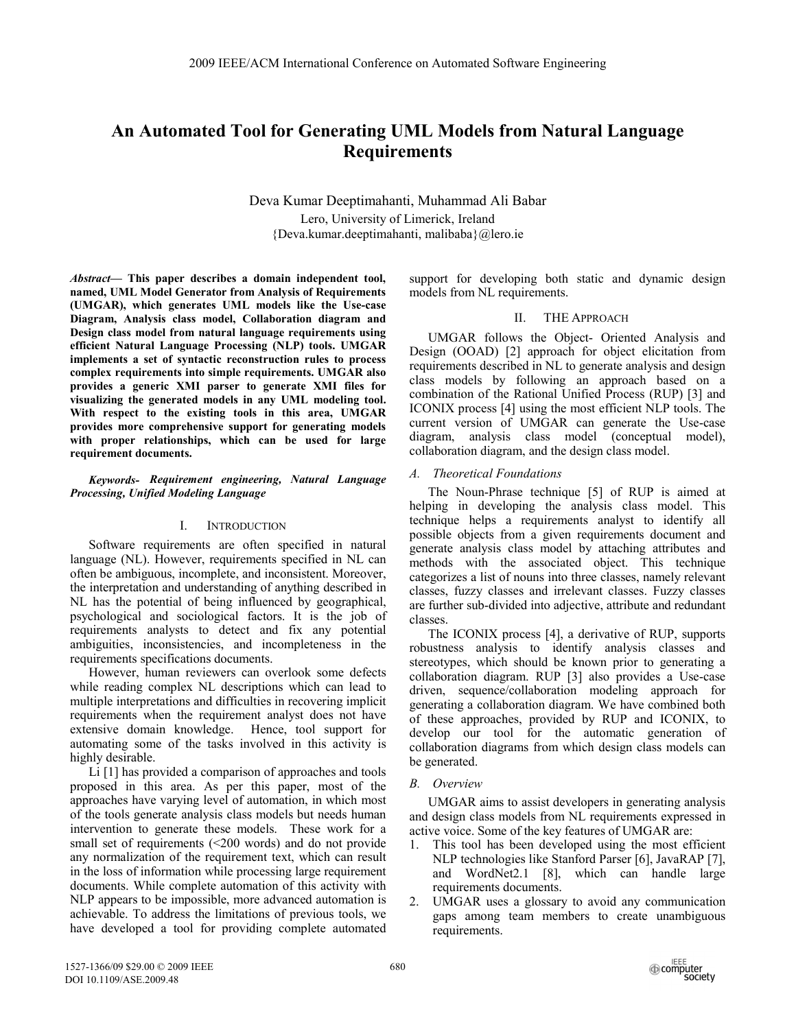# An Automated Tool for Generating UML Models from Natural Language Requirements

Deva Kumar Deeptimahanti, Muhammad Ali Babar
Lero, University of Limerick, Ireland
{Deva.kumar.deeptimahanti, malibaba}@lero.ie

***Abstract*— This paper describes a domain independent tool, named, UML Model Generator from Analysis of Requirements (UMGAR), which generates UML models like the Use-case Diagram, Analysis class model, Collaboration diagram and Design class model from natural language requirements using efficient Natural Language Processing (NLP) tools. UMGAR implements a set of syntactic reconstruction rules to process complex requirements into simple requirements. UMGAR also provides a generic XMI parser to generate XMI files for visualizing the generated models in any UML modeling tool. With respect to the existing tools in this area, UMGAR provides more comprehensive support for generating models with proper relationships, which can be used for large requirement documents.**

***Keywords- Requirement engineering, Natural Language Processing, Unified Modeling Language***

## I. INTRODUCTION

Software requirements are often specified in natural language (NL). However, requirements specified in NL can often be ambiguous, incomplete, and inconsistent. Moreover, the interpretation and understanding of anything described in NL has the potential of being influenced by geographical, psychological and sociological factors. It is the job of requirements analysts to detect and fix any potential ambiguities, inconsistencies, and incompleteness in the requirements specifications documents.

However, human reviewers can overlook some defects while reading complex NL descriptions which can lead to multiple interpretations and difficulties in recovering implicit requirements when the requirement analyst does not have extensive domain knowledge. Hence, tool support for automating some of the tasks involved in this activity is highly desirable.

Li [1] has provided a comparison of approaches and tools proposed in this area. As per this paper, most of the approaches have varying level of automation, in which most of the tools generate analysis class models but needs human intervention to generate these models. These work for a small set of requirements (<200 words) and do not provide any normalization of the requirement text, which can result in the loss of information while processing large requirement documents. While complete automation of this activity with NLP appears to be impossible, more advanced automation is achievable. To address the limitations of previous tools, we have developed a tool for providing complete automated support for developing both static and dynamic design models from NL requirements.

## II. THE APPROACH

UMGAR follows the Object- Oriented Analysis and Design (OOAD) [2] approach for object elicitation from requirements described in NL to generate analysis and design class models by following an approach based on a combination of the Rational Unified Process (RUP) [3] and ICONIX process [4] using the most efficient NLP tools. The current version of UMGAR can generate the Use-case diagram, analysis class model (conceptual model), collaboration diagram, and the design class model.

### *A. Theoretical Foundations*

The Noun-Phrase technique [5] of RUP is aimed at helping in developing the analysis class model. This technique helps a requirements analyst to identify all possible objects from a given requirements document and generate analysis class model by attaching attributes and methods with the associated object. This technique categorizes a list of nouns into three classes, namely relevant classes, fuzzy classes and irrelevant classes. Fuzzy classes are further sub-divided into adjective, attribute and redundant classes.

The ICONIX process [4], a derivative of RUP, supports robustness analysis to identify analysis classes and stereotypes, which should be known prior to generating a collaboration diagram. RUP [3] also provides a Use-case driven, sequence/collaboration modeling approach for generating a collaboration diagram. We have combined both of these approaches, provided by RUP and ICONIX, to develop our tool for the automatic generation of collaboration diagrams from which design class models can be generated.

### *B. Overview*

UMGAR aims to assist developers in generating analysis and design class models from NL requirements expressed in active voice. Some of the key features of UMGAR are:

1. This tool has been developed using the most efficient NLP technologies like Stanford Parser [6], JavaRAP [7], and WordNet2.1 [8], which can handle large requirements documents.
2. UMGAR uses a glossary to avoid any communication gaps among team members to create unambiguous requirements.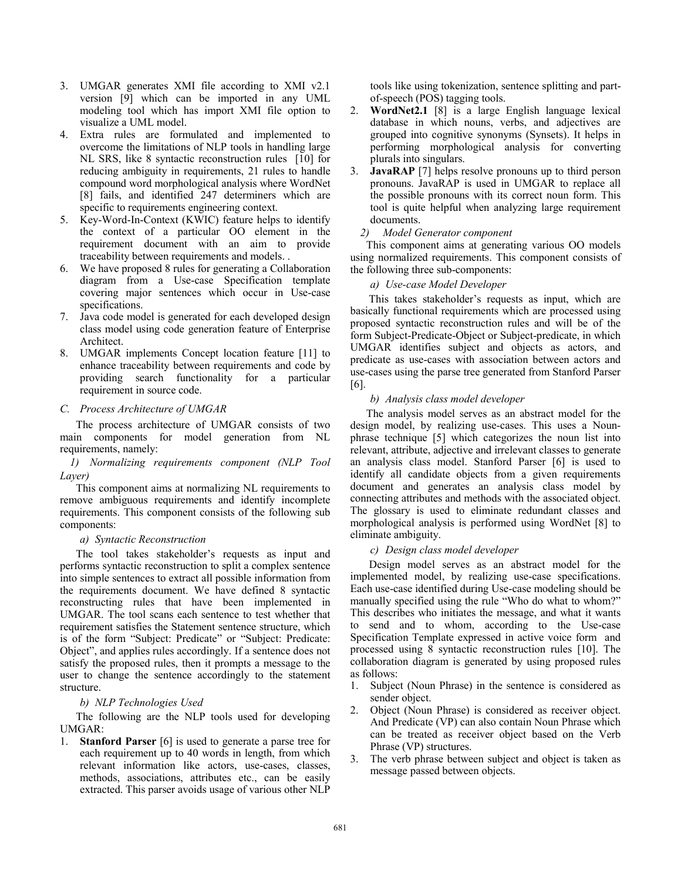3. UMGAR generates XMI file according to XMI v2.1 version [9] which can be imported in any UML modeling tool which has import XMI file option to visualize a UML model.
4. Extra rules are formulated and implemented to overcome the limitations of NLP tools in handling large NL SRS, like 8 syntactic reconstruction rules [10] for reducing ambiguity in requirements, 21 rules to handle compound word morphological analysis where WordNet [8] fails, and identified 247 determiners which are specific to requirements engineering context.
5. Key-Word-In-Context (KWIC) feature helps to identify the context of a particular OO element in the requirement document with an aim to provide traceability between requirements and models. .
6. We have proposed 8 rules for generating a Collaboration diagram from a Use-case Specification template covering major sentences which occur in Use-case specifications.
7. Java code model is generated for each developed design class model using code generation feature of Enterprise Architect.
8. UMGAR implements Concept location feature [11] to enhance traceability between requirements and code by providing search functionality for a particular requirement in source code.

### C. Process Architecture of UMGAR

The process architecture of UMGAR consists of two main components for model generation from NL requirements, namely:

#### 1) Normalizing requirements component (NLP Tool Layer)

This component aims at normalizing NL requirements to remove ambiguous requirements and identify incomplete requirements. This component consists of the following sub components:

##### a) Syntactic Reconstruction

The tool takes stakeholder's requests as input and performs syntactic reconstruction to split a complex sentence into simple sentences to extract all possible information from the requirements document. We have defined 8 syntactic reconstructing rules that have been implemented in UMGAR. The tool scans each sentence to test whether that requirement satisfies the Statement sentence structure, which is of the form "Subject: Predicate" or "Subject: Predicate: Object", and applies rules accordingly. If a sentence does not satisfy the proposed rules, then it prompts a message to the user to change the sentence accordingly to the statement structure.

##### b) NLP Technologies Used

The following are the NLP tools used for developing UMGAR:

1. **Stanford Parser** [6] is used to generate a parse tree for each requirement up to 40 words in length, from which relevant information like actors, use-cases, classes, methods, associations, attributes etc., can be easily extracted. This parser avoids usage of various other NLP tools like using tokenization, sentence splitting and part-of-speech (POS) tagging tools.
2. **WordNet2.1** [8] is a large English language lexical database in which nouns, verbs, and adjectives are grouped into cognitive synonyms (Synsets). It helps in performing morphological analysis for converting plurals into singulars.
3. **JavaRAP** [7] helps resolve pronouns up to third person pronouns. JavaRAP is used in UMGAR to replace all the possible pronouns with its correct noun form. This tool is quite helpful when analyzing large requirement documents.

#### 2) Model Generator component

This component aims at generating various OO models using normalized requirements. This component consists of the following three sub-components:

##### a) Use-case Model Developer

This takes stakeholder's requests as input, which are basically functional requirements which are processed using proposed syntactic reconstruction rules and will be of the form Subject-Predicate-Object or Subject-predicate, in which UMGAR identifies subject and objects as actors, and predicate as use-cases with association between actors and use-cases using the parse tree generated from Stanford Parser [6].

##### b) Analysis class model developer

The analysis model serves as an abstract model for the design model, by realizing use-cases. This uses a Noun-phrase technique [5] which categorizes the noun list into relevant, attribute, adjective and irrelevant classes to generate an analysis class model. Stanford Parser [6] is used to identify all candidate objects from a given requirements document and generates an analysis class model by connecting attributes and methods with the associated object. The glossary is used to eliminate redundant classes and morphological analysis is performed using WordNet [8] to eliminate ambiguity.

##### c) Design class model developer

Design model serves as an abstract model for the implemented model, by realizing use-case specifications. Each use-case identified during Use-case modeling should be manually specified using the rule "Who do what to whom?" This describes who initiates the message, and what it wants to send and to whom, according to the Use-case Specification Template expressed in active voice form and processed using 8 syntactic reconstruction rules [10]. The collaboration diagram is generated by using proposed rules as follows:

1. Subject (Noun Phrase) in the sentence is considered as sender object.
2. Object (Noun Phrase) is considered as receiver object. And Predicate (VP) can also contain Noun Phrase which can be treated as receiver object based on the Verb Phrase (VP) structures.
3. The verb phrase between subject and object is taken as message passed between objects.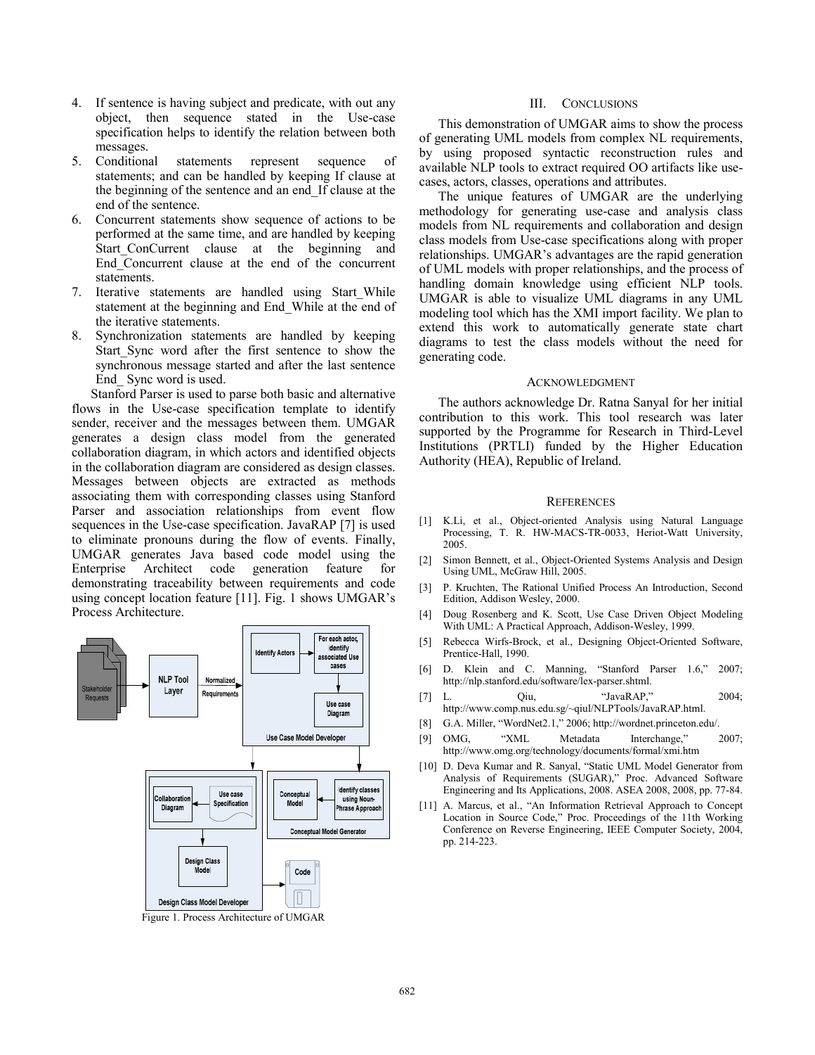4. If sentence is having subject and predicate, with out any object, then sequence stated in the Use-case specification helps to identify the relation between both messages.
5. Conditional statements represent sequence of statements; and can be handled by keeping If clause at the beginning of the sentence and an end_If clause at the end of the sentence.
6. Concurrent statements show sequence of actions to be performed at the same time, and are handled by keeping Start_ConCurrent clause at the beginning and End_Concurrent clause at the end of the concurrent statements.
7. Iterative statements are handled using Start_While statement at the beginning and End_While at the end of the iterative statements.
8. Synchronization statements are handled by keeping Start_Sync word after the first sentence to show the synchronous message started and after the last sentence End_ Sync word is used.

Stanford Parser is used to parse both basic and alternative flows in the Use-case specification template to identify sender, receiver and the messages between them. UMGAR generates a design class model from the generated collaboration diagram, in which actors and identified objects in the collaboration diagram are considered as design classes. Messages between objects are extracted as methods associating them with corresponding classes using Stanford Parser and association relationships from event flow sequences in the Use-case specification. JavaRAP [7] is used to eliminate pronouns during the flow of events. Finally, UMGAR generates Java based code model using the Enterprise Architect code generation feature for demonstrating traceability between requirements and code using concept location feature [11]. Fig. 1 shows UMGAR's Process Architecture.

Stakeholder Requests

NLP Tool Layer

Normalized Requirements

Identify Actors

For each actor, identify associated Use cases

Use case Diagram

Use Case Model Developer

Collaboration Diagram

Use case Specification

Design Class Model

Design Class Model Developer

Conceptual Model

Identify classes using Noun-Phrase Approach

Conceptual Model Generator

Code

Figure 1. Process Architecture of UMGAR

## III. Conclusions

This demonstration of UMGAR aims to show the process of generating UML models from complex NL requirements, by using proposed syntactic reconstruction rules and available NLP tools to extract required OO artifacts like use-cases, actors, classes, operations and attributes.

The unique features of UMGAR are the underlying methodology for generating use-case and analysis class models from NL requirements and collaboration and design class models from Use-case specifications along with proper relationships. UMGAR's advantages are the rapid generation of UML models with proper relationships, and the process of handling domain knowledge using efficient NLP tools. UMGAR is able to visualize UML diagrams in any UML modeling tool which has the XMI import facility. We plan to extend this work to automatically generate state chart diagrams to test the class models without the need for generating code.

## Acknowledgment

The authors acknowledge Dr. Ratna Sanyal for her initial contribution to this work. This tool research was later supported by the Programme for Research in Third-Level Institutions (PRTLI) funded by the Higher Education Authority (HEA), Republic of Ireland.

## References

[1] K.Li, et al., Object-oriented Analysis using Natural Language Processing, T. R. HW-MACS-TR-0033, Heriot-Watt University, 2005.

[2] Simon Bennett, et al., Object-Oriented Systems Analysis and Design Using UML, McGraw Hill, 2005.

[3] P. Kruchten, The Rational Unified Process An Introduction, Second Edition, Addison Wesley, 2000.

[4] Doug Rosenberg and K. Scott, Use Case Driven Object Modeling With UML: A Practical Approach, Addison-Wesley, 1999.

[5] Rebecca Wirfs-Brock, et al., Designing Object-Oriented Software, Prentice-Hall, 1990.

[6] D. Klein and C. Manning, "Stanford Parser 1.6," 2007; http://nlp.stanford.edu/software/lex-parser.shtml.

[7] L. Qiu, "JavaRAP," 2004; http://www.comp.nus.edu.sg/~qiul/NLPTools/JavaRAP.html.

[8] G.A. Miller, "WordNet2.1," 2006; http://wordnet.princeton.edu/.

[9] OMG, "XML Metadata Interchange," 2007; http://www.omg.org/technology/documents/formal/xmi.htm

[10] D. Deva Kumar and R. Sanyal, "Static UML Model Generator from Analysis of Requirements (SUGAR)," Proc. Advanced Software Engineering and Its Applications, 2008. ASEA 2008, 2008, pp. 77-84.

[11] A. Marcus, et al., "An Information Retrieval Approach to Concept Location in Source Code," Proc. Proceedings of the 11th Working Conference on Reverse Engineering, IEEE Computer Society, 2004, pp. 214-223.